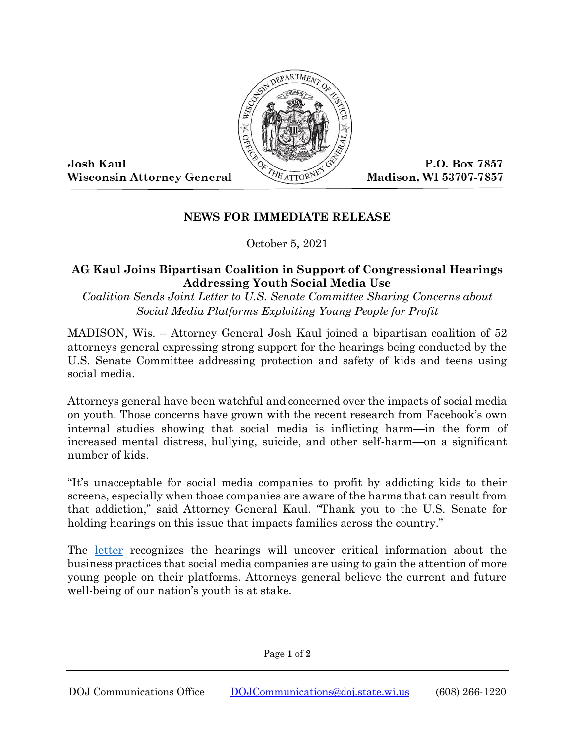Josh Kaul
Wisconsin Attorney General

P.O. Box 7857
Madison, WI 53707-7857

**NEWS FOR IMMEDIATE RELEASE**

October 5, 2021

## AG Kaul Joins Bipartisan Coalition in Support of Congressional Hearings Addressing Youth Social Media Use

*Coalition Sends Joint Letter to U.S. Senate Committee Sharing Concerns about Social Media Platforms Exploiting Young People for Profit*

MADISON, Wis. – Attorney General Josh Kaul joined a bipartisan coalition of 52 attorneys general expressing strong support for the hearings being conducted by the U.S. Senate Committee addressing protection and safety of kids and teens using social media.

Attorneys general have been watchful and concerned over the impacts of social media on youth. Those concerns have grown with the recent research from Facebook's own internal studies showing that social media is inflicting harm—in the form of increased mental distress, bullying, suicide, and other self-harm—on a significant number of kids.

"It's unacceptable for social media companies to profit by addicting kids to their screens, especially when those companies are aware of the harms that can result from that addiction," said Attorney General Kaul. "Thank you to the U.S. Senate for holding hearings on this issue that impacts families across the country."

The letter recognizes the hearings will uncover critical information about the business practices that social media companies are using to gain the attention of more young people on their platforms. Attorneys general believe the current and future well-being of our nation's youth is at stake.

DOJ Communications Office DOJCommunications@doj.state.wi.us (608) 266-1220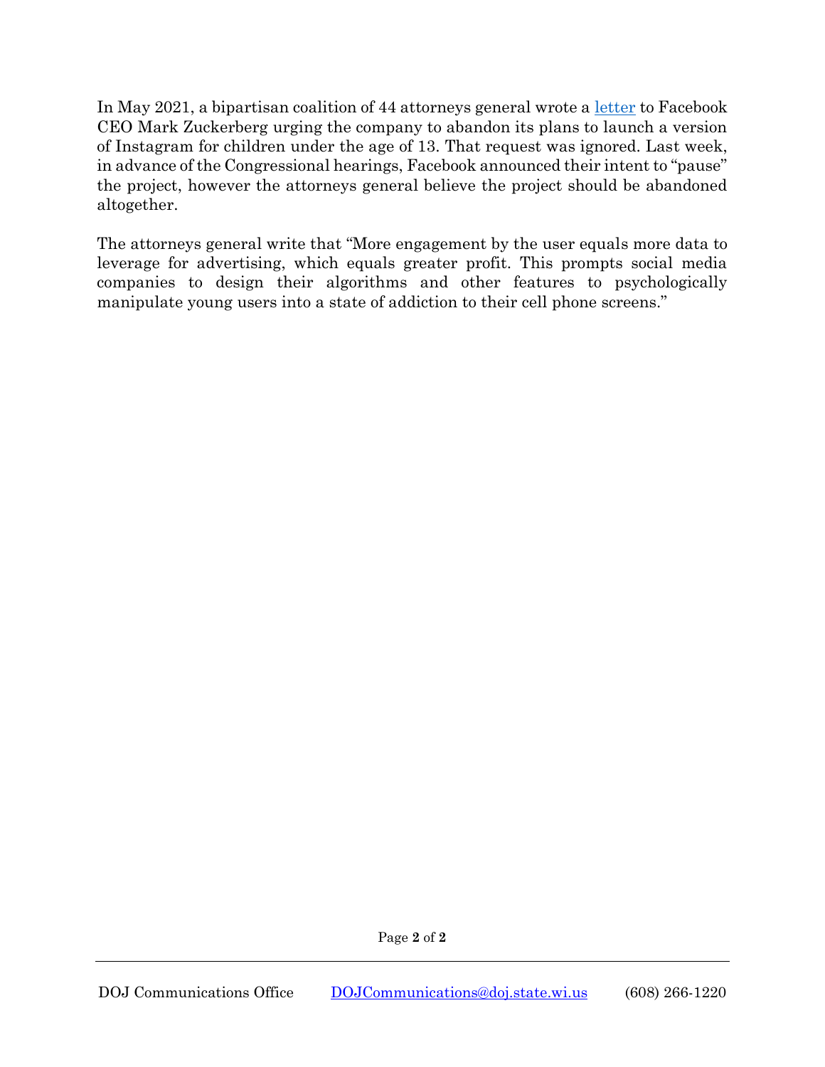In May 2021, a bipartisan coalition of 44 attorneys general wrote a letter to Facebook CEO Mark Zuckerberg urging the company to abandon its plans to launch a version of Instagram for children under the age of 13. That request was ignored. Last week, in advance of the Congressional hearings, Facebook announced their intent to "pause" the project, however the attorneys general believe the project should be abandoned altogether.

The attorneys general write that "More engagement by the user equals more data to leverage for advertising, which equals greater profit. This prompts social media companies to design their algorithms and other features to psychologically manipulate young users into a state of addiction to their cell phone screens."